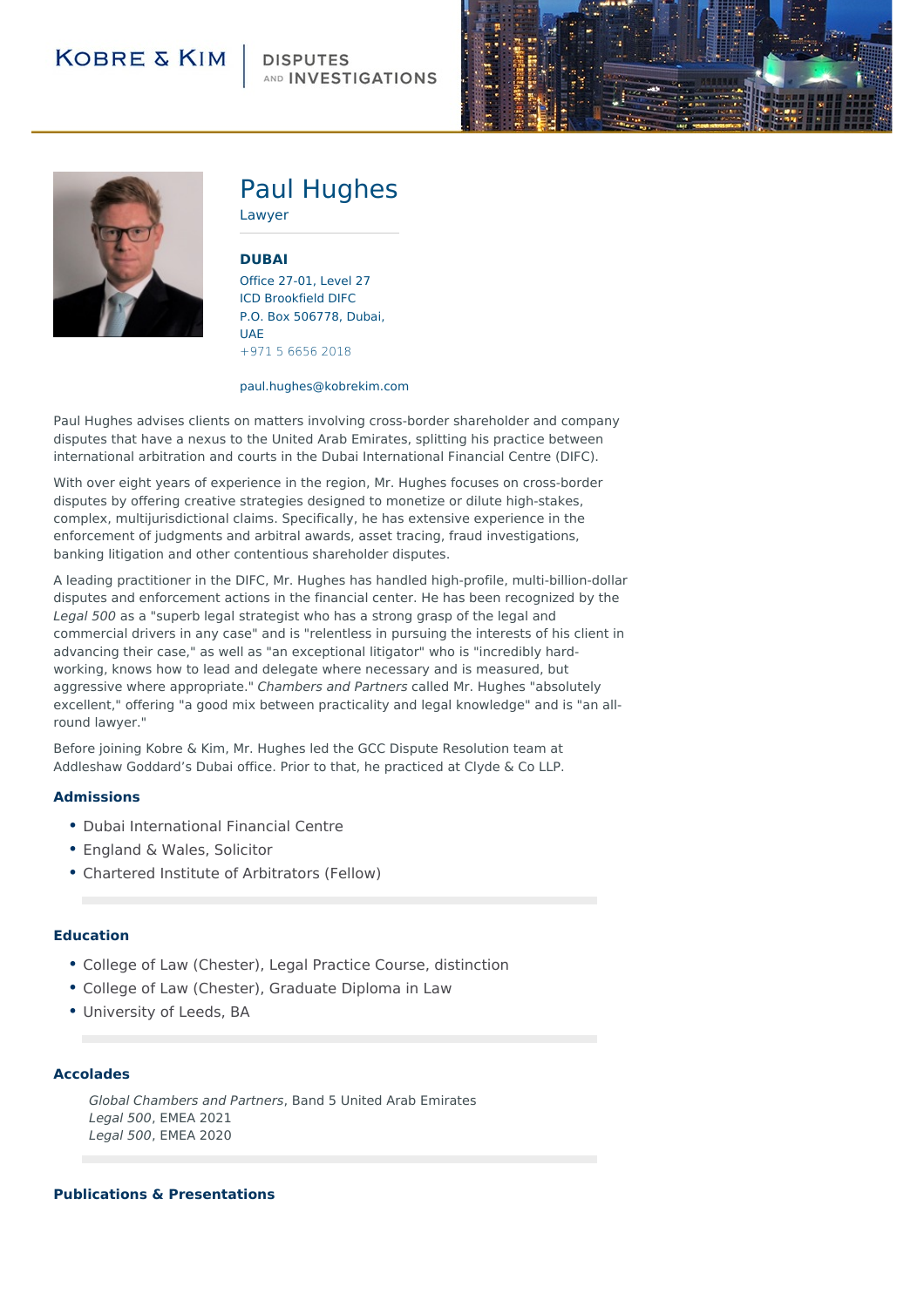KOBRE & KIM | DISPUTES AND INVESTIGATIONS

# Paul Hughes

Lawyer

**DUBAI**

Office 27-01, Level 27
ICD Brookfield DIFC
P.O. Box 506778, Dubai, UAE
+971 5 6656 2018

paul.hughes@kobrekim.com

Paul Hughes advises clients on matters involving cross-border shareholder and company disputes that have a nexus to the United Arab Emirates, splitting his practice between international arbitration and courts in the Dubai International Financial Centre (DIFC).

With over eight years of experience in the region, Mr. Hughes focuses on cross-border disputes by offering creative strategies designed to monetize or dilute high-stakes, complex, multijurisdictional claims. Specifically, he has extensive experience in the enforcement of judgments and arbitral awards, asset tracing, fraud investigations, banking litigation and other contentious shareholder disputes.

A leading practitioner in the DIFC, Mr. Hughes has handled high-profile, multi-billion-dollar disputes and enforcement actions in the financial center. He has been recognized by the *Legal 500* as a "superb legal strategist who has a strong grasp of the legal and commercial drivers in any case" and is "relentless in pursuing the interests of his client in advancing their case," as well as "an exceptional litigator" who is "incredibly hard-working, knows how to lead and delegate where necessary and is measured, but aggressive where appropriate." *Chambers and Partners* called Mr. Hughes "absolutely excellent," offering "a good mix between practicality and legal knowledge" and is "an all-round lawyer."

Before joining Kobre & Kim, Mr. Hughes led the GCC Dispute Resolution team at Addleshaw Goddard's Dubai office. Prior to that, he practiced at Clyde & Co LLP.

## Admissions

- Dubai International Financial Centre
- England & Wales, Solicitor
- Chartered Institute of Arbitrators (Fellow)

## Education

- College of Law (Chester), Legal Practice Course, distinction
- College of Law (Chester), Graduate Diploma in Law
- University of Leeds, BA

## Accolades

*Global Chambers and Partners*, Band 5 United Arab Emirates
*Legal 500*, EMEA 2021
*Legal 500*, EMEA 2020

## Publications & Presentations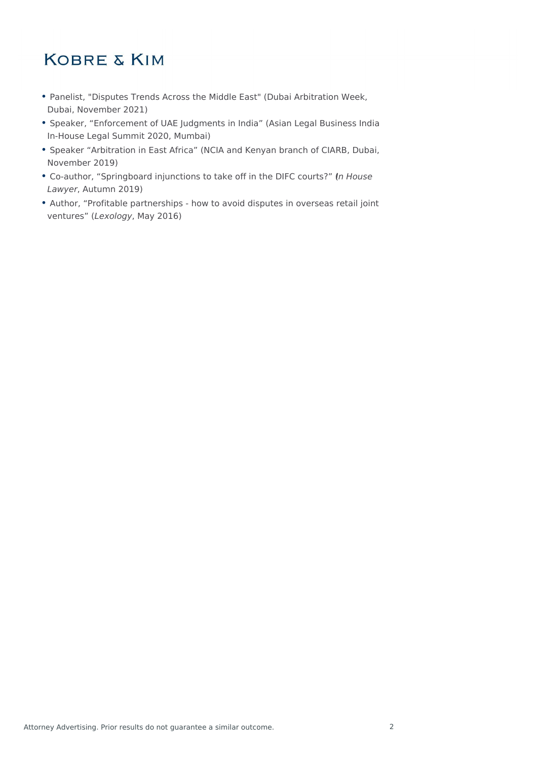- Panelist, "Disputes Trends Across the Middle East" (Dubai Arbitration Week, Dubai, November 2021)
- Speaker, “Enforcement of UAE Judgments in India” (Asian Legal Business India In-House Legal Summit 2020, Mumbai)
- Speaker “Arbitration in East Africa” (NCIA and Kenyan branch of CIARB, Dubai, November 2019)
- Co-author, “Springboard injunctions to take off in the DIFC courts?” (*In House Lawyer*, Autumn 2019)
- Author, “Profitable partnerships - how to avoid disputes in overseas retail joint ventures” (*Lexology*, May 2016)

Attorney Advertising. Prior results do not guarantee a similar outcome.